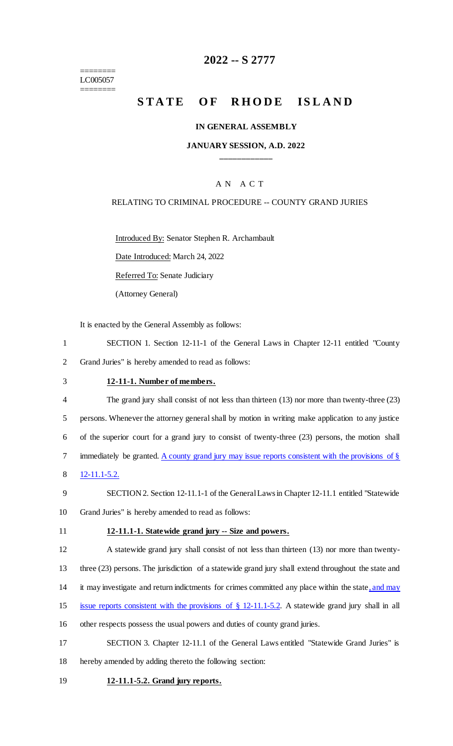========
LC005057
========

# 2022 -- S 2777

# STATE OF RHODE ISLAND

**IN GENERAL ASSEMBLY**

**JANUARY SESSION, A.D. 2022**

____________

A N A C T

RELATING TO CRIMINAL PROCEDURE -- COUNTY GRAND JURIES

Introduced By: Senator Stephen R. Archambault

Date Introduced: March 24, 2022

Referred To: Senate Judiciary

(Attorney General)

It is enacted by the General Assembly as follows:

1 SECTION 1. Section 12-11-1 of the General Laws in Chapter 12-11 entitled "County
2 Grand Juries" is hereby amended to read as follows:

3 **12-11-1. Number of members.**

4 The grand jury shall consist of not less than thirteen (13) nor more than twenty-three (23)
5 persons. Whenever the attorney general shall by motion in writing make application to any justice
6 of the superior court for a grand jury to consist of twenty-three (23) persons, the motion shall
7 immediately be granted. A county grand jury may issue reports consistent with the provisions of §
8 12-11.1-5.2.

9 SECTION 2. Section 12-11.1-1 of the General Laws in Chapter 12-11.1 entitled "Statewide
10 Grand Juries" is hereby amended to read as follows:

11 **12-11.1-1. Statewide grand jury -- Size and powers.**

12 A statewide grand jury shall consist of not less than thirteen (13) nor more than twenty-
13 three (23) persons. The jurisdiction of a statewide grand jury shall extend throughout the state and
14 it may investigate and return indictments for crimes committed any place within the state, and may
15 issue reports consistent with the provisions of § 12-11.1-5.2. A statewide grand jury shall in all
16 other respects possess the usual powers and duties of county grand juries.

17 SECTION 3. Chapter 12-11.1 of the General Laws entitled "Statewide Grand Juries" is
18 hereby amended by adding thereto the following section:

19 **12-11.1-5.2. Grand jury reports.**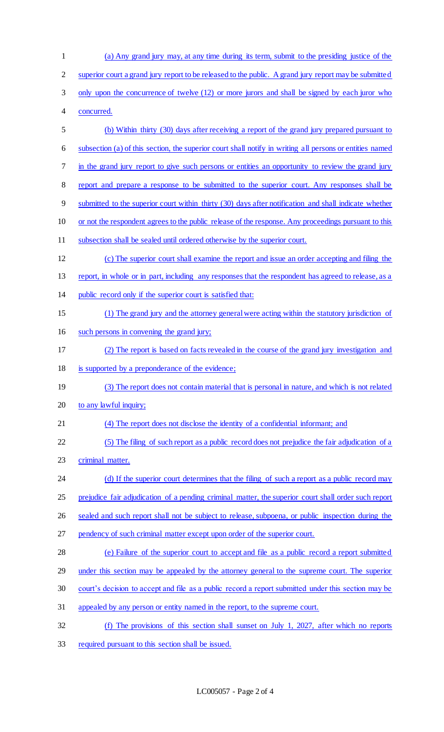(a) Any grand jury may, at any time during its term, submit to the presiding justice of the superior court a grand jury report to be released to the public. A grand jury report may be submitted only upon the concurrence of twelve (12) or more jurors and shall be signed by each juror who concurred.

(b) Within thirty (30) days after receiving a report of the grand jury prepared pursuant to subsection (a) of this section, the superior court shall notify in writing all persons or entities named in the grand jury report to give such persons or entities an opportunity to review the grand jury report and prepare a response to be submitted to the superior court. Any responses shall be submitted to the superior court within thirty (30) days after notification and shall indicate whether or not the respondent agrees to the public release of the response. Any proceedings pursuant to this subsection shall be sealed until ordered otherwise by the superior court.

(c) The superior court shall examine the report and issue an order accepting and filing the report, in whole or in part, including any responses that the respondent has agreed to release, as a public record only if the superior court is satisfied that:

(1) The grand jury and the attorney general were acting within the statutory jurisdiction of such persons in convening the grand jury;

(2) The report is based on facts revealed in the course of the grand jury investigation and is supported by a preponderance of the evidence;

(3) The report does not contain material that is personal in nature, and which is not related to any lawful inquiry;

(4) The report does not disclose the identity of a confidential informant; and

(5) The filing of such report as a public record does not prejudice the fair adjudication of a criminal matter.

(d) If the superior court determines that the filing of such a report as a public record may prejudice fair adjudication of a pending criminal matter, the superior court shall order such report sealed and such report shall not be subject to release, subpoena, or public inspection during the pendency of such criminal matter except upon order of the superior court.

(e) Failure of the superior court to accept and file as a public record a report submitted under this section may be appealed by the attorney general to the supreme court. The superior court's decision to accept and file as a public record a report submitted under this section may be appealed by any person or entity named in the report, to the supreme court.

(f) The provisions of this section shall sunset on July 1, 2027, after which no reports required pursuant to this section shall be issued.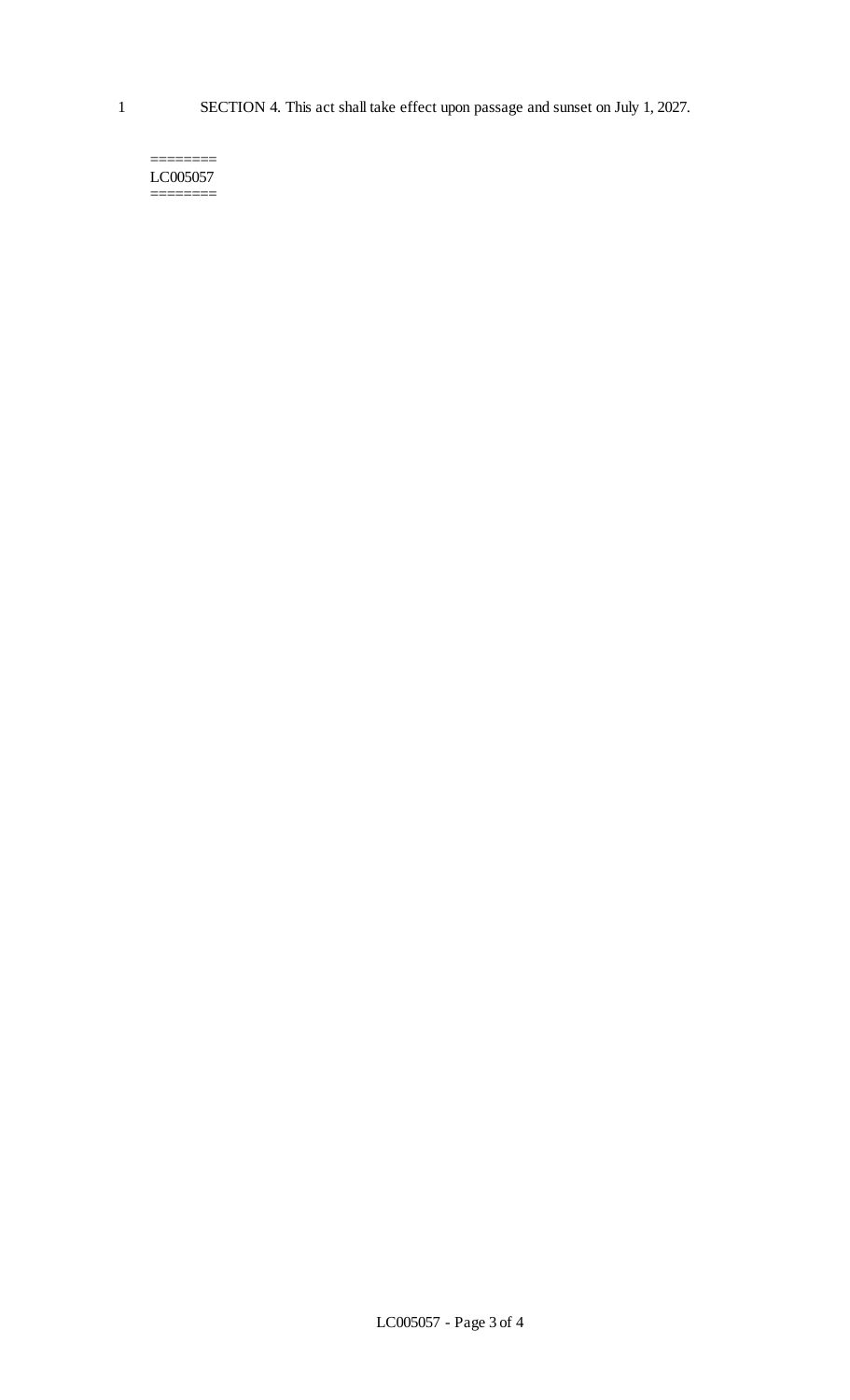SECTION 4. This act shall take effect upon passage and sunset on July 1, 2027.

========
LC005057
========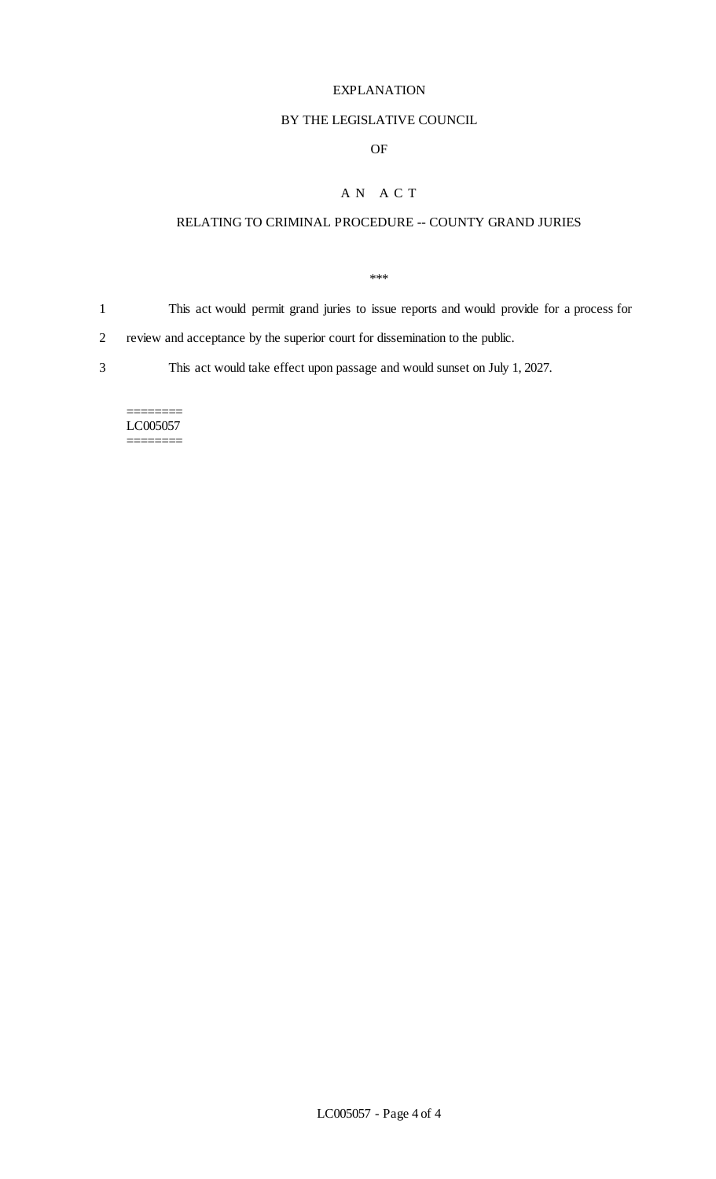EXPLANATION

BY THE LEGISLATIVE COUNCIL

OF

A N A C T

RELATING TO CRIMINAL PROCEDURE -- COUNTY GRAND JURIES

\*\*\*

1 This act would permit grand juries to issue reports and would provide for a process for

2 review and acceptance by the superior court for dissemination to the public.

3 This act would take effect upon passage and would sunset on July 1, 2027.

========
LC005057
========